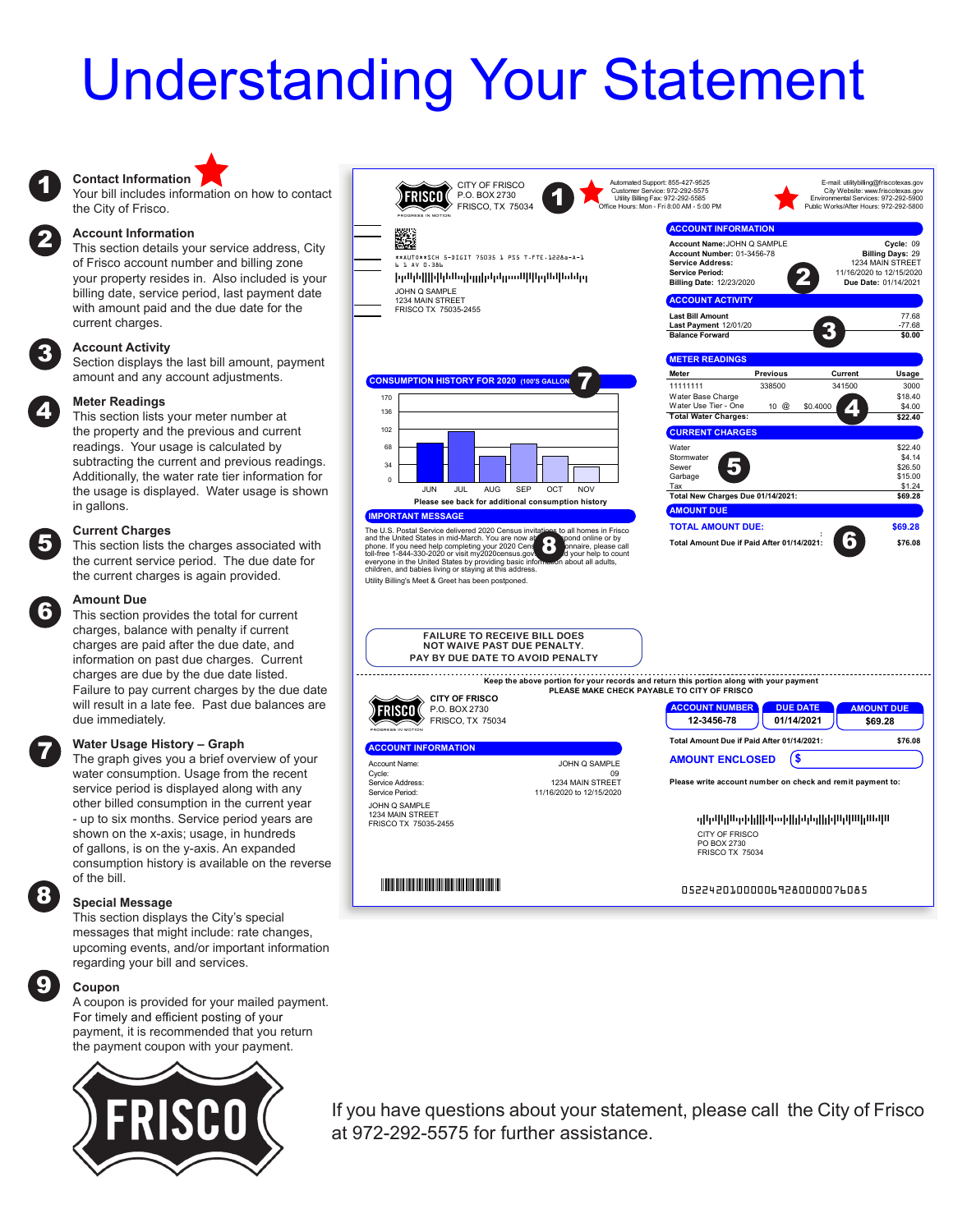# Understanding Your Statement

**1 Contact Information**
Your bill includes information on how to contact the City of Frisco.

**2 Account Information**
This section details your service address, City of Frisco account number and billing zone your property resides in. Also included is your billing date, service period, last payment date with amount paid and the due date for the current charges.

**3 Account Activity**
Section displays the last bill amount, payment amount and any account adjustments.

**4 Meter Readings**
This section lists your meter number at the property and the previous and current readings. Your usage is calculated by subtracting the current and previous readings. Additionally, the water rate tier information for the usage is displayed. Water usage is shown in gallons.

**5 Current Charges**
This section lists the charges associated with the current service period. The due date for the current charges is again provided.

**6 Amount Due**
This section provides the total for current charges, balance with penalty if current charges are paid after the due date, and information on past due charges. Current charges are due by the due date listed. Failure to pay current charges by the due date will result in a late fee. Past due balances are due immediately.

**7 Water Usage History – Graph**
The graph gives you a brief overview of your water consumption. Usage from the recent service period is displayed along with any other billed consumption in the current year - up to six months. Service period years are shown on the x-axis; usage, in hundreds of gallons, is on the y-axis. An expanded consumption history is available on the reverse of the bill.

**8 Special Message**
This section displays the City's special messages that might include: rate changes, upcoming events, and/or important information regarding your bill and services.

**9 Coupon**
A coupon is provided for your mailed payment. For timely and efficient posting of your payment, it is recommended that you return the payment coupon with your payment.

---

CITY OF FRISCO
P.O. BOX 2730
FRISCO, TX 75034

Automated Support: 855-427-9525
Customer Service: 972-292-5575
Utility Billing Fax: 972-292-5585
Office Hours: Mon - Fri 8:00 AM - 5:00 PM

E-mail: utilitybilling@friscotexas.gov
City Website: www.friscotexas.gov
Environmental Services: 972-292-5900
Public Works/After Hours: 972-292-5800

JOHN Q SAMPLE
1234 MAIN STREET
FRISCO TX 75035-2455

**ACCOUNT INFORMATION**

Account Name: JOHN Q SAMPLE — Cycle: 09
Account Number: 01-3456-78 — Billing Days: 29
Service Address: 1234 MAIN STREET
Service Period: 11/16/2020 to 12/15/2020
Billing Date: 12/23/2020 — Due Date: 01/14/2021

**ACCOUNT ACTIVITY**

| | |
|---|---|
| Last Bill Amount | 77.68 |
| Last Payment 12/01/20 | -77.68 |
| Balance Forward | $0.00 |

**METER READINGS**

| Meter | Previous | Current | Usage |
|---|---|---|---|
| 11111111 | 338500 | 341500 | 3000 |
| Water Base Charge | | | $18.40 |
| Water Use Tier - One | 10 @ | $0.4000 | $4.00 |
| Total Water Charges: | | | $22.40 |

**CURRENT CHARGES**

| | |
|---|---|
| Water | $22.40 |
| Stormwater | $4.14 |
| Sewer | $26.50 |
| Garbage | $15.00 |
| Tax | $1.24 |
| Total New Charges Due 01/14/2021: | $69.28 |

**AMOUNT DUE**

| | |
|---|---|
| TOTAL AMOUNT DUE: | $69.28 |
| Total Amount Due if Paid After 01/14/2021: | $76.08 |

**CONSUMPTION HISTORY FOR 2020 (100'S GALLON)**

Months: JUN, JUL, AUG, SEP, OCT, NOV (y-axis: 0, 34, 68, 102, 136, 170)

Please see back for additional consumption history

**IMPORTANT MESSAGE**

The U.S. Postal Service delivered 2020 Census invitations to all homes in Frisco and the United States in mid-March. You are now able to respond online or by phone. If you need help completing your 2020 Census questionnaire, please call toll-free 1-844-330-2020 or visit my2020census.gov to find your help to count everyone in the United States by providing basic information about all adults, children, and babies living or staying at this address.

Utility Billing's Meet & Greet has been postponed.

FAILURE TO RECEIVE BILL DOES NOT WAIVE PAST DUE PENALTY. PAY BY DUE DATE TO AVOID PENALTY

Keep the above portion for your records and return this portion along with your payment
PLEASE MAKE CHECK PAYABLE TO CITY OF FRISCO

CITY OF FRISCO
P.O. BOX 2730
FRISCO, TX 75034

| ACCOUNT NUMBER | DUE DATE | AMOUNT DUE |
|---|---|---|
| 12-3456-78 | 01/14/2021 | $69.28 |

Total Amount Due if Paid After 01/14/2021: $76.08

**AMOUNT ENCLOSED** $

Please write account number on check and remit payment to:

CITY OF FRISCO
PO BOX 2730
FRISCO TX 75034

**ACCOUNT INFORMATION**

| | |
|---|---|
| Account Name: | JOHN Q SAMPLE |
| Cycle: | 09 |
| Service Address: | 1234 MAIN STREET |
| Service Period: | 11/16/2020 to 12/15/2020 |

JOHN Q SAMPLE
1234 MAIN STREET
FRISCO TX 75035-2455

052242010000069280000076085

---

If you have questions about your statement, please call the City of Frisco at 972-292-5575 for further assistance.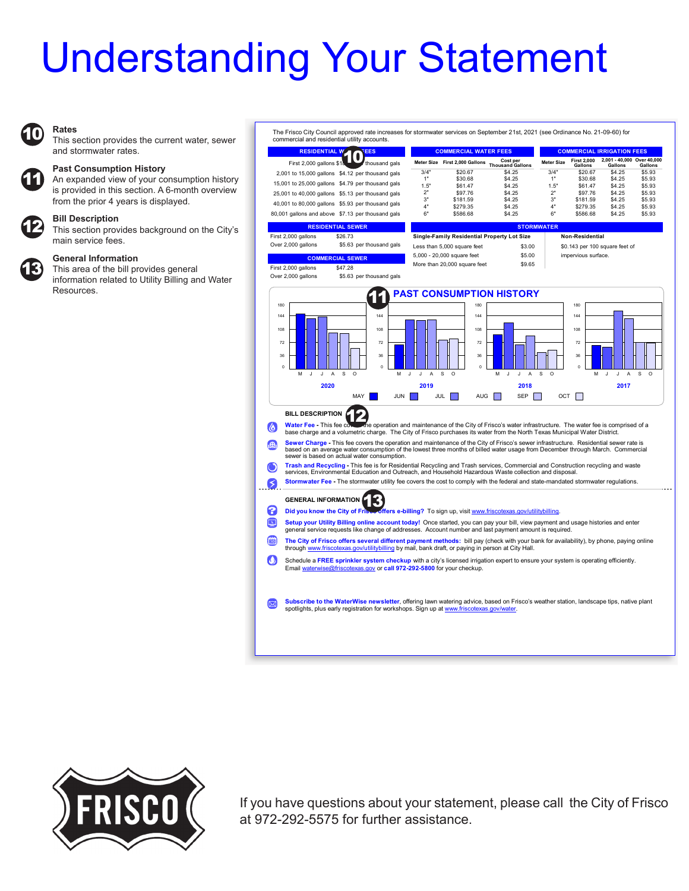# Understanding Your Statement

**10 Rates**
This section provides the current water, sewer and stormwater rates.

**11 Past Consumption History**
An expanded view of your consumption history is provided in this section. A 6-month overview from the prior 4 years is displayed.

**12 Bill Description**
This section provides background on the City's main service fees.

**13 General Information**
This area of the bill provides general information related to Utility Billing and Water Resources.

---

The Frisco City Council approved rate increases for stormwater services on September 21st, 2021 (see Ordinance No. 21-09-60) for commercial and residential utility accounts.

**RESIDENTIAL WATER FEES** (10)

| | |
|---|---|
| First 2,000 gallons | $1... thousand gals |
| 2,001 to 15,000 gallons | $4.12 per thousand gals |
| 15,001 to 25,000 gallons | $4.79 per thousand gals |
| 25,001 to 40,000 gallons | $5.13 per thousand gals |
| 40,001 to 80,000 gallons | $5.93 per thousand gals |
| 80,001 gallons and above | $7.13 per thousand gals |

**COMMERCIAL WATER FEES**

| Meter Size | First 2,000 Gallons | Cost per Thousand Gallons |
|---|---|---|
| 3/4" | $20.67 | $4.25 |
| 1" | $30.68 | $4.25 |
| 1.5" | $61.47 | $4.25 |
| 2" | $97.76 | $4.25 |
| 3" | $181.59 | $4.25 |
| 4" | $279.35 | $4.25 |
| 6" | $586.68 | $4.25 |

**COMMERCIAL IRRIGATION FEES**

| Meter Size | First 2,000 Gallons | 2,001 - 40,000 Gallons | Over 40,000 Gallons |
|---|---|---|---|
| 3/4" | $20.67 | $4.25 | $5.93 |
| 1" | $30.68 | $4.25 | $5.93 |
| 1.5" | $61.47 | $4.25 | $5.93 |
| 2" | $97.76 | $4.25 | $5.93 |
| 3" | $181.59 | $4.25 | $5.93 |
| 4" | $279.35 | $4.25 | $5.93 |
| 6" | $586.68 | $4.25 | $5.93 |

**RESIDENTIAL SEWER**

| | |
|---|---|
| First 2,000 gallons | $26.73 |
| Over 2,000 gallons | $5.63 per thousand gals |

**COMMERCIAL SEWER**

| | |
|---|---|
| First 2,000 gallons | $47.28 |
| Over 2,000 gallons | $5.63 per thousand gals |

**STORMWATER**

| Single-Family Residential Property Lot Size | |
|---|---|
| Less than 5,000 square feet | $3.00 |
| 5,000 - 20,000 square feet | $5.00 |
| More than 20,000 square feet | $9.65 |

**Non-Residential**
$0.143 per 100 square feet of impervious surface.

**PAST CONSUMPTION HISTORY** (11)

180
144
108
72
36
0
M J J A S O
2020

2019

2018

2017

MAY JUN JUL AUG SEP OCT

**BILL DESCRIPTION** (12)

**Water Fee -** This fee co... the operation and maintenance of the City of Frisco's water infrastructure. The water fee is comprised of a base charge and a volumetric charge. The City of Frisco purchases its water from the North Texas Municipal Water District.

**Sewer Charge -** This fee covers the operation and maintenance of the City of Frisco's sewer infrastructure. Residential sewer rate is based on an average water consumption of the lowest three months of billed water usage from December through March. Commercial sewer is based on actual water consumption.

**Trash and Recycling -** This fee is for Residential Recycling and Trash services, Commercial and Construction recycling and waste services, Environmental Education and Outreach, and Household Hazardous Waste collection and disposal.

**Stormwater Fee -** The stormwater utility fee covers the cost to comply with the federal and state-mandated stormwater regulations.

**GENERAL INFORMATION** (13)

**Did you know the City of Fris... offers e-billing?** To sign up, visit www.friscotexas.gov/utilitybilling.

**Setup your Utility Billing online account today!** Once started, you can pay your bill, view payment and usage histories and enter general service requests like change of addresses. Account number and last payment amount is required.

**The City of Frisco offers several different payment methods:** bill pay (check with your bank for availability), by phone, paying online through www.friscotexas.gov/utilitybilling by mail, bank draft, or paying in person at City Hall.

Schedule a **FREE sprinkler system checkup** with a city's licensed irrigation expert to ensure your system is operating efficiently. Email waterwise@friscotexas.gov or **call 972-292-5800** for your checkup.

**Subscribe to the WaterWise newsletter**, offering lawn watering advice, based on Frisco's weather station, landscape tips, native plant spotlights, plus early registration for workshops. Sign up at www.friscotexas.gov/water.

FRISCO

If you have questions about your statement, please call the City of Frisco at 972-292-5575 for further assistance.